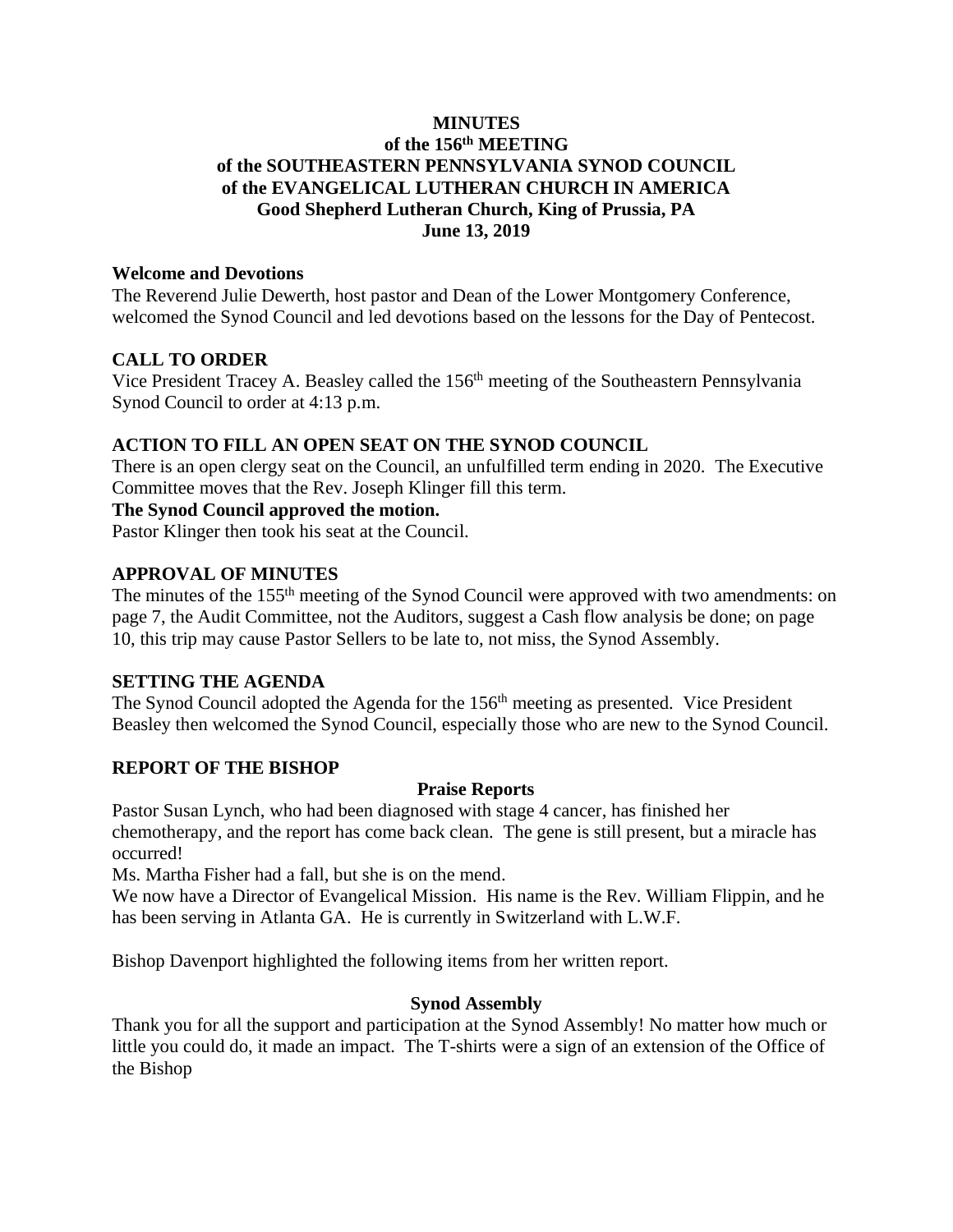**MINUTES**
**of the 156th MEETING**
**of the SOUTHEASTERN PENNSYLVANIA SYNOD COUNCIL**
**of the EVANGELICAL LUTHERAN CHURCH IN AMERICA**
**Good Shepherd Lutheran Church, King of Prussia, PA**
**June 13, 2019**

## Welcome and Devotions

The Reverend Julie Dewerth, host pastor and Dean of the Lower Montgomery Conference, welcomed the Synod Council and led devotions based on the lessons for the Day of Pentecost.

## CALL TO ORDER

Vice President Tracey A. Beasley called the 156th meeting of the Southeastern Pennsylvania Synod Council to order at 4:13 p.m.

## ACTION TO FILL AN OPEN SEAT ON THE SYNOD COUNCIL

There is an open clergy seat on the Council, an unfulfilled term ending in 2020. The Executive Committee moves that the Rev. Joseph Klinger fill this term.

**The Synod Council approved the motion.**

Pastor Klinger then took his seat at the Council.

## APPROVAL OF MINUTES

The minutes of the 155th meeting of the Synod Council were approved with two amendments: on page 7, the Audit Committee, not the Auditors, suggest a Cash flow analysis be done; on page 10, this trip may cause Pastor Sellers to be late to, not miss, the Synod Assembly.

## SETTING THE AGENDA

The Synod Council adopted the Agenda for the 156th meeting as presented. Vice President Beasley then welcomed the Synod Council, especially those who are new to the Synod Council.

## REPORT OF THE BISHOP

### Praise Reports

Pastor Susan Lynch, who had been diagnosed with stage 4 cancer, has finished her chemotherapy, and the report has come back clean. The gene is still present, but a miracle has occurred!

Ms. Martha Fisher had a fall, but she is on the mend.

We now have a Director of Evangelical Mission. His name is the Rev. William Flippin, and he has been serving in Atlanta GA. He is currently in Switzerland with L.W.F.

Bishop Davenport highlighted the following items from her written report.

### Synod Assembly

Thank you for all the support and participation at the Synod Assembly! No matter how much or little you could do, it made an impact. The T-shirts were a sign of an extension of the Office of the Bishop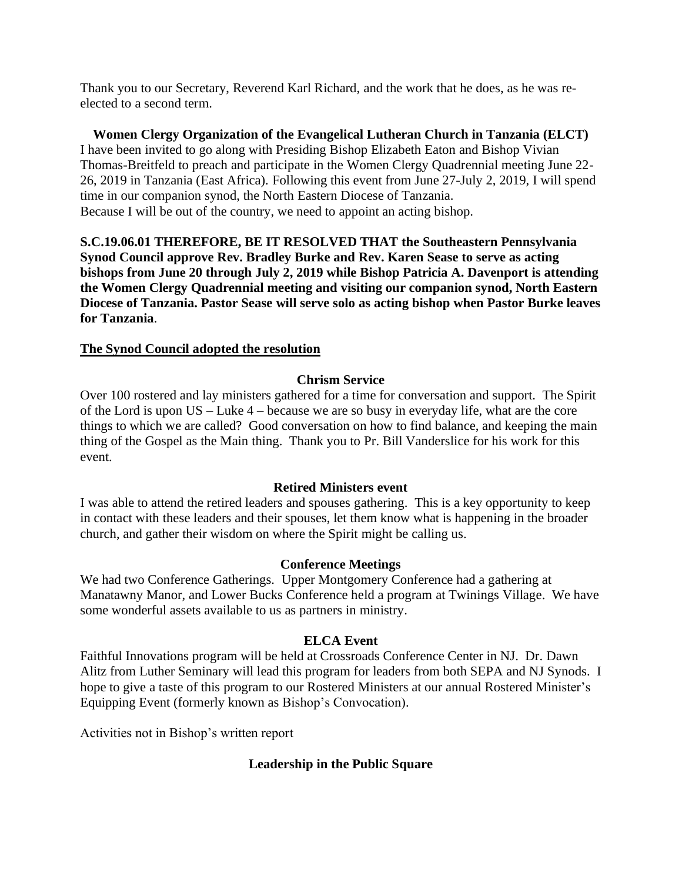Thank you to our Secretary, Reverend Karl Richard, and the work that he does, as he was re-elected to a second term.

**Women Clergy Organization of the Evangelical Lutheran Church in Tanzania (ELCT)**

I have been invited to go along with Presiding Bishop Elizabeth Eaton and Bishop Vivian Thomas-Breitfeld to preach and participate in the Women Clergy Quadrennial meeting June 22-26, 2019 in Tanzania (East Africa). Following this event from June 27-July 2, 2019, I will spend time in our companion synod, the North Eastern Diocese of Tanzania.
Because I will be out of the country, we need to appoint an acting bishop.

**S.C.19.06.01 THEREFORE, BE IT RESOLVED THAT the Southeastern Pennsylvania Synod Council approve Rev. Bradley Burke and Rev. Karen Sease to serve as acting bishops from June 20 through July 2, 2019 while Bishop Patricia A. Davenport is attending the Women Clergy Quadrennial meeting and visiting our companion synod, North Eastern Diocese of Tanzania. Pastor Sease will serve solo as acting bishop when Pastor Burke leaves for Tanzania**.

**The Synod Council adopted the resolution**

**Chrism Service**

Over 100 rostered and lay ministers gathered for a time for conversation and support. The Spirit of the Lord is upon US – Luke 4 – because we are so busy in everyday life, what are the core things to which we are called? Good conversation on how to find balance, and keeping the main thing of the Gospel as the Main thing. Thank you to Pr. Bill Vanderslice for his work for this event.

**Retired Ministers event**

I was able to attend the retired leaders and spouses gathering. This is a key opportunity to keep in contact with these leaders and their spouses, let them know what is happening in the broader church, and gather their wisdom on where the Spirit might be calling us.

**Conference Meetings**

We had two Conference Gatherings. Upper Montgomery Conference had a gathering at Manatawny Manor, and Lower Bucks Conference held a program at Twinings Village. We have some wonderful assets available to us as partners in ministry.

**ELCA Event**

Faithful Innovations program will be held at Crossroads Conference Center in NJ. Dr. Dawn Alitz from Luther Seminary will lead this program for leaders from both SEPA and NJ Synods. I hope to give a taste of this program to our Rostered Ministers at our annual Rostered Minister's Equipping Event (formerly known as Bishop's Convocation).

Activities not in Bishop's written report

**Leadership in the Public Square**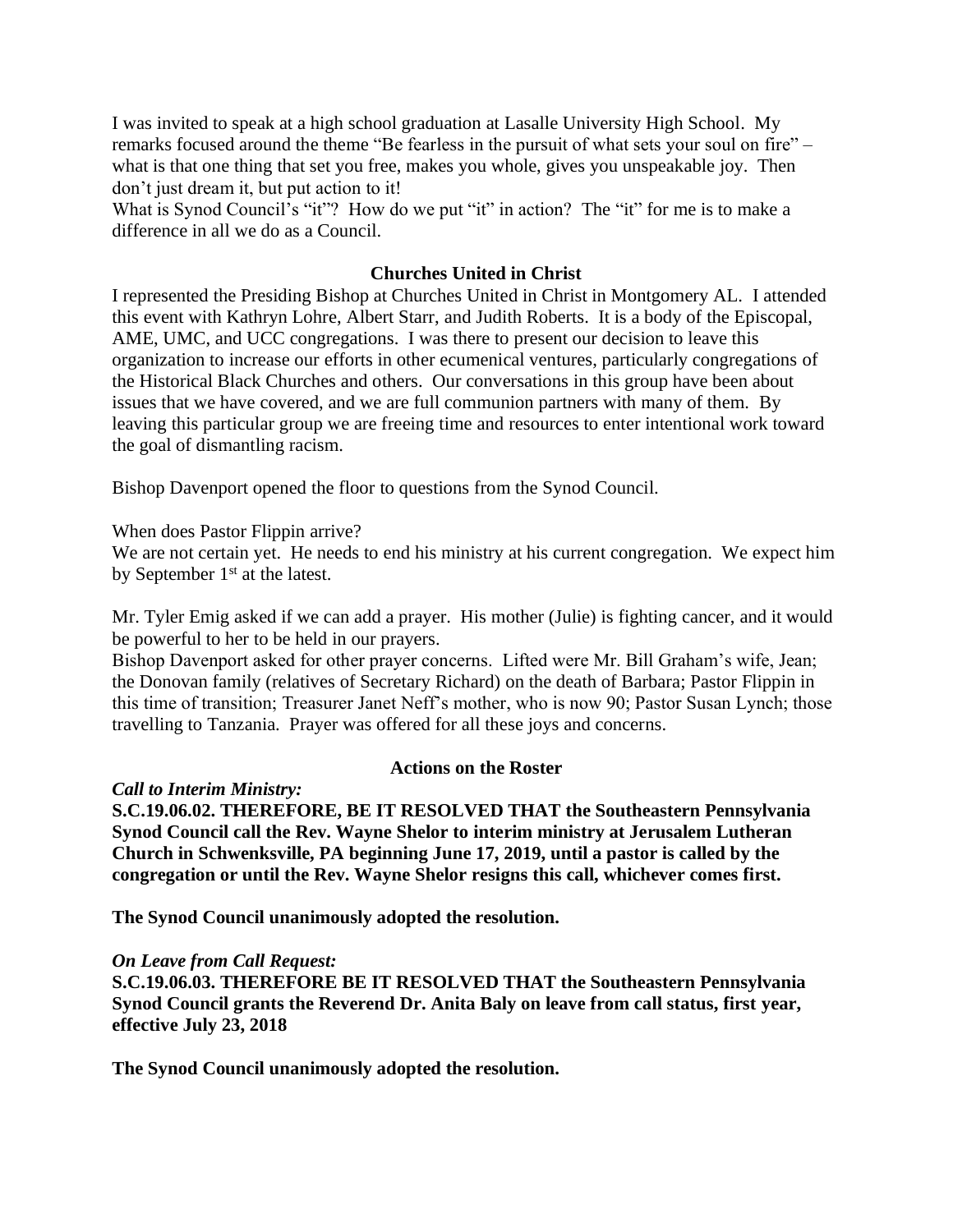I was invited to speak at a high school graduation at Lasalle University High School. My remarks focused around the theme "Be fearless in the pursuit of what sets your soul on fire" – what is that one thing that set you free, makes you whole, gives you unspeakable joy. Then don't just dream it, but put action to it!

What is Synod Council's "it"? How do we put "it" in action? The "it" for me is to make a difference in all we do as a Council.

### Churches United in Christ

I represented the Presiding Bishop at Churches United in Christ in Montgomery AL. I attended this event with Kathryn Lohre, Albert Starr, and Judith Roberts. It is a body of the Episcopal, AME, UMC, and UCC congregations. I was there to present our decision to leave this organization to increase our efforts in other ecumenical ventures, particularly congregations of the Historical Black Churches and others. Our conversations in this group have been about issues that we have covered, and we are full communion partners with many of them. By leaving this particular group we are freeing time and resources to enter intentional work toward the goal of dismantling racism.

Bishop Davenport opened the floor to questions from the Synod Council.

When does Pastor Flippin arrive?

We are not certain yet. He needs to end his ministry at his current congregation. We expect him by September 1st at the latest.

Mr. Tyler Emig asked if we can add a prayer. His mother (Julie) is fighting cancer, and it would be powerful to her to be held in our prayers.

Bishop Davenport asked for other prayer concerns. Lifted were Mr. Bill Graham's wife, Jean; the Donovan family (relatives of Secretary Richard) on the death of Barbara; Pastor Flippin in this time of transition; Treasurer Janet Neff's mother, who is now 90; Pastor Susan Lynch; those travelling to Tanzania. Prayer was offered for all these joys and concerns.

### Actions on the Roster

***Call to Interim Ministry:***

**S.C.19.06.02. THEREFORE, BE IT RESOLVED THAT the Southeastern Pennsylvania Synod Council call the Rev. Wayne Shelor to interim ministry at Jerusalem Lutheran Church in Schwenksville, PA beginning June 17, 2019, until a pastor is called by the congregation or until the Rev. Wayne Shelor resigns this call, whichever comes first.**

**The Synod Council unanimously adopted the resolution.**

***On Leave from Call Request:***

**S.C.19.06.03. THEREFORE BE IT RESOLVED THAT the Southeastern Pennsylvania Synod Council grants the Reverend Dr. Anita Baly on leave from call status, first year, effective July 23, 2018**

**The Synod Council unanimously adopted the resolution.**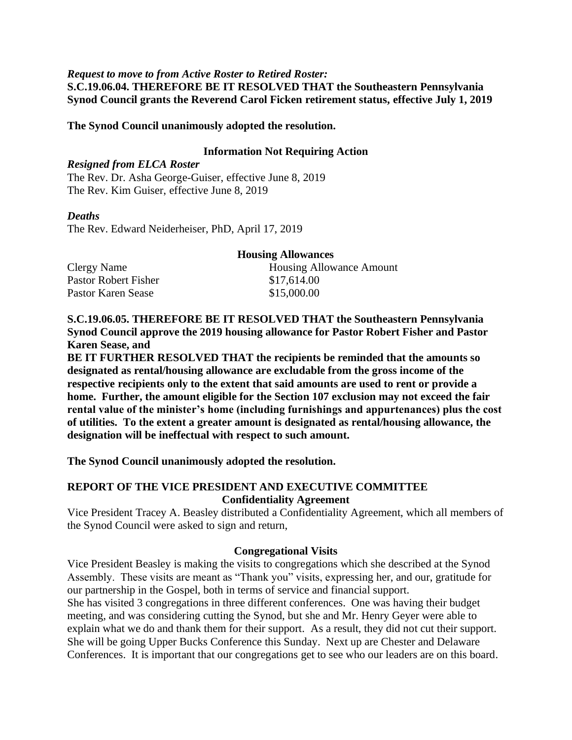***Request to move to from Active Roster to Retired Roster:***
**S.C.19.06.04. THEREFORE BE IT RESOLVED THAT the Southeastern Pennsylvania Synod Council grants the Reverend Carol Ficken retirement status, effective July 1, 2019**

**The Synod Council unanimously adopted the resolution.**

**Information Not Requiring Action**

***Resigned from ELCA Roster***
The Rev. Dr. Asha George-Guiser, effective June 8, 2019
The Rev. Kim Guiser, effective June 8, 2019

***Deaths***
The Rev. Edward Neiderheiser, PhD, April 17, 2019

**Housing Allowances**

| Clergy Name | Housing Allowance Amount |
|---|---|
| Pastor Robert Fisher | $17,614.00 |
| Pastor Karen Sease | $15,000.00 |

**S.C.19.06.05. THEREFORE BE IT RESOLVED THAT the Southeastern Pennsylvania Synod Council approve the 2019 housing allowance for Pastor Robert Fisher and Pastor Karen Sease, and**
**BE IT FURTHER RESOLVED THAT the recipients be reminded that the amounts so designated as rental/housing allowance are excludable from the gross income of the respective recipients only to the extent that said amounts are used to rent or provide a home. Further, the amount eligible for the Section 107 exclusion may not exceed the fair rental value of the minister's home (including furnishings and appurtenances) plus the cost of utilities. To the extent a greater amount is designated as rental/housing allowance, the designation will be ineffectual with respect to such amount.**

**The Synod Council unanimously adopted the resolution.**

## REPORT OF THE VICE PRESIDENT AND EXECUTIVE COMMITTEE

**Confidentiality Agreement**

Vice President Tracey A. Beasley distributed a Confidentiality Agreement, which all members of the Synod Council were asked to sign and return,

**Congregational Visits**

Vice President Beasley is making the visits to congregations which she described at the Synod Assembly. These visits are meant as "Thank you" visits, expressing her, and our, gratitude for our partnership in the Gospel, both in terms of service and financial support.
She has visited 3 congregations in three different conferences. One was having their budget meeting, and was considering cutting the Synod, but she and Mr. Henry Geyer were able to explain what we do and thank them for their support. As a result, they did not cut their support. She will be going Upper Bucks Conference this Sunday. Next up are Chester and Delaware Conferences. It is important that our congregations get to see who our leaders are on this board.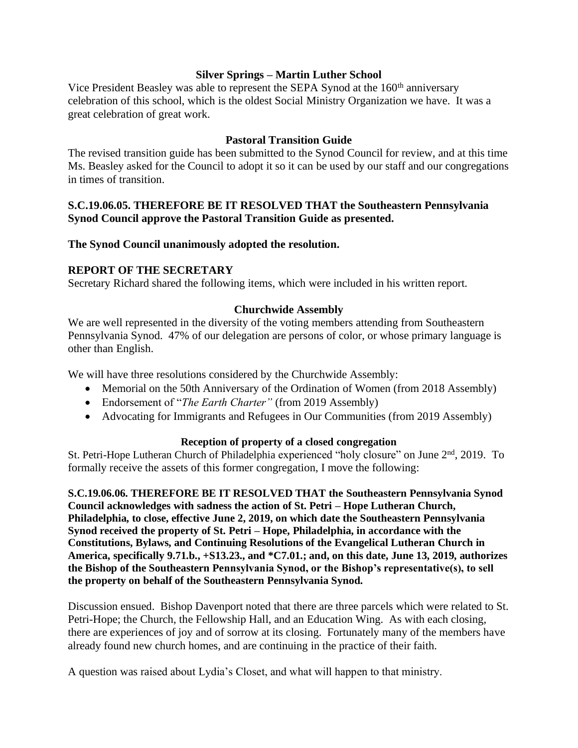### Silver Springs – Martin Luther School

Vice President Beasley was able to represent the SEPA Synod at the 160th anniversary celebration of this school, which is the oldest Social Ministry Organization we have. It was a great celebration of great work.

### Pastoral Transition Guide

The revised transition guide has been submitted to the Synod Council for review, and at this time Ms. Beasley asked for the Council to adopt it so it can be used by our staff and our congregations in times of transition.

**S.C.19.06.05. THEREFORE BE IT RESOLVED THAT the Southeastern Pennsylvania Synod Council approve the Pastoral Transition Guide as presented.**

**The Synod Council unanimously adopted the resolution.**

## REPORT OF THE SECRETARY

Secretary Richard shared the following items, which were included in his written report.

### Churchwide Assembly

We are well represented in the diversity of the voting members attending from Southeastern Pennsylvania Synod. 47% of our delegation are persons of color, or whose primary language is other than English.

We will have three resolutions considered by the Churchwide Assembly:

- Memorial on the 50th Anniversary of the Ordination of Women (from 2018 Assembly)
- Endorsement of "*The Earth Charter"* (from 2019 Assembly)
- Advocating for Immigrants and Refugees in Our Communities (from 2019 Assembly)

### Reception of property of a closed congregation

St. Petri-Hope Lutheran Church of Philadelphia experienced "holy closure" on June 2nd, 2019. To formally receive the assets of this former congregation, I move the following:

**S.C.19.06.06. THEREFORE BE IT RESOLVED THAT the Southeastern Pennsylvania Synod Council acknowledges with sadness the action of St. Petri – Hope Lutheran Church, Philadelphia, to close, effective June 2, 2019, on which date the Southeastern Pennsylvania Synod received the property of St. Petri – Hope, Philadelphia, in accordance with the Constitutions, Bylaws, and Continuing Resolutions of the Evangelical Lutheran Church in America, specifically 9.71.b., +S13.23., and *C7.01.; and, on this date, June 13, 2019, authorizes the Bishop of the Southeastern Pennsylvania Synod, or the Bishop's representative(s), to sell the property on behalf of the Southeastern Pennsylvania Synod.**

Discussion ensued. Bishop Davenport noted that there are three parcels which were related to St. Petri-Hope; the Church, the Fellowship Hall, and an Education Wing. As with each closing, there are experiences of joy and of sorrow at its closing. Fortunately many of the members have already found new church homes, and are continuing in the practice of their faith.

A question was raised about Lydia's Closet, and what will happen to that ministry.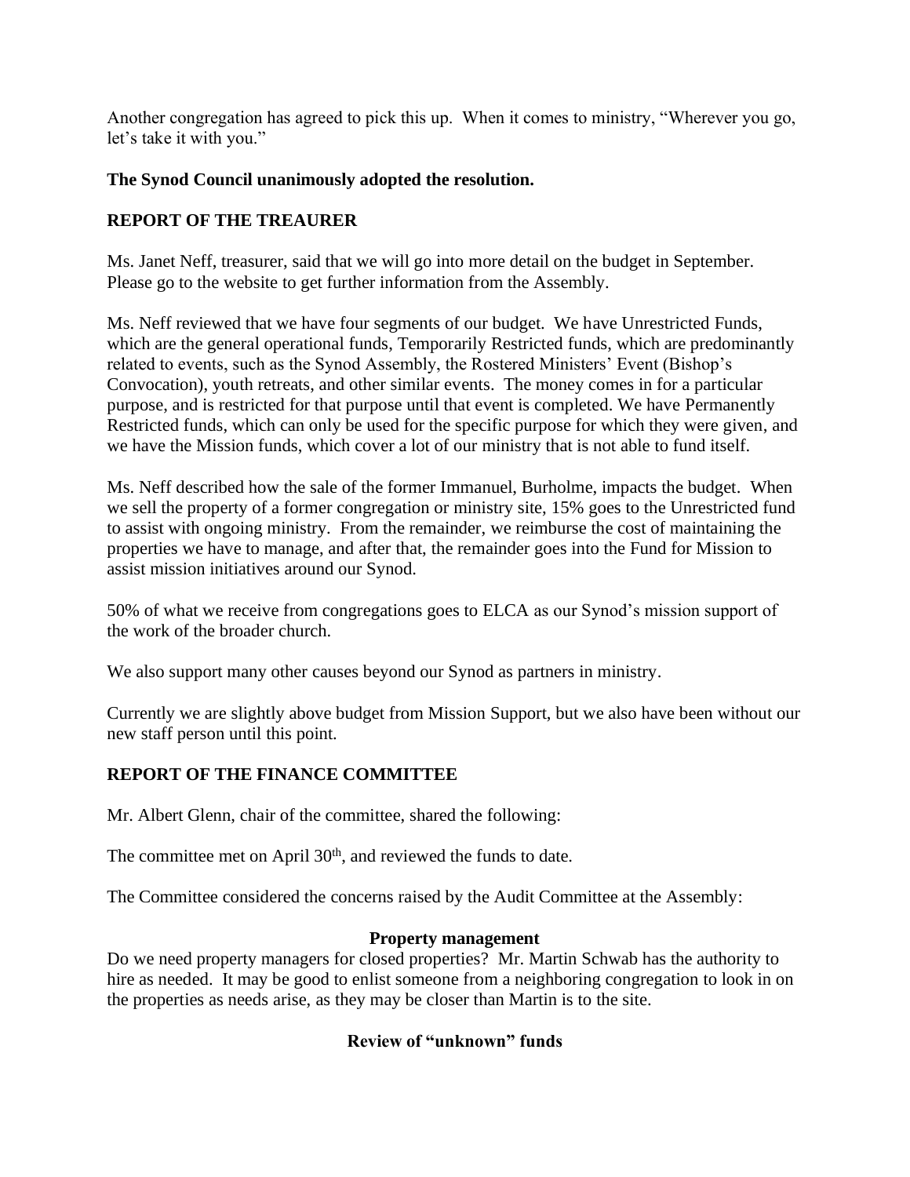Another congregation has agreed to pick this up. When it comes to ministry, "Wherever you go, let's take it with you."

**The Synod Council unanimously adopted the resolution.**

## REPORT OF THE TREAURER

Ms. Janet Neff, treasurer, said that we will go into more detail on the budget in September. Please go to the website to get further information from the Assembly.

Ms. Neff reviewed that we have four segments of our budget. We have Unrestricted Funds, which are the general operational funds, Temporarily Restricted funds, which are predominantly related to events, such as the Synod Assembly, the Rostered Ministers' Event (Bishop's Convocation), youth retreats, and other similar events. The money comes in for a particular purpose, and is restricted for that purpose until that event is completed. We have Permanently Restricted funds, which can only be used for the specific purpose for which they were given, and we have the Mission funds, which cover a lot of our ministry that is not able to fund itself.

Ms. Neff described how the sale of the former Immanuel, Burholme, impacts the budget. When we sell the property of a former congregation or ministry site, 15% goes to the Unrestricted fund to assist with ongoing ministry. From the remainder, we reimburse the cost of maintaining the properties we have to manage, and after that, the remainder goes into the Fund for Mission to assist mission initiatives around our Synod.

50% of what we receive from congregations goes to ELCA as our Synod's mission support of the work of the broader church.

We also support many other causes beyond our Synod as partners in ministry.

Currently we are slightly above budget from Mission Support, but we also have been without our new staff person until this point.

## REPORT OF THE FINANCE COMMITTEE

Mr. Albert Glenn, chair of the committee, shared the following:

The committee met on April 30th, and reviewed the funds to date.

The Committee considered the concerns raised by the Audit Committee at the Assembly:

### Property management

Do we need property managers for closed properties? Mr. Martin Schwab has the authority to hire as needed. It may be good to enlist someone from a neighboring congregation to look in on the properties as needs arise, as they may be closer than Martin is to the site.

### Review of "unknown" funds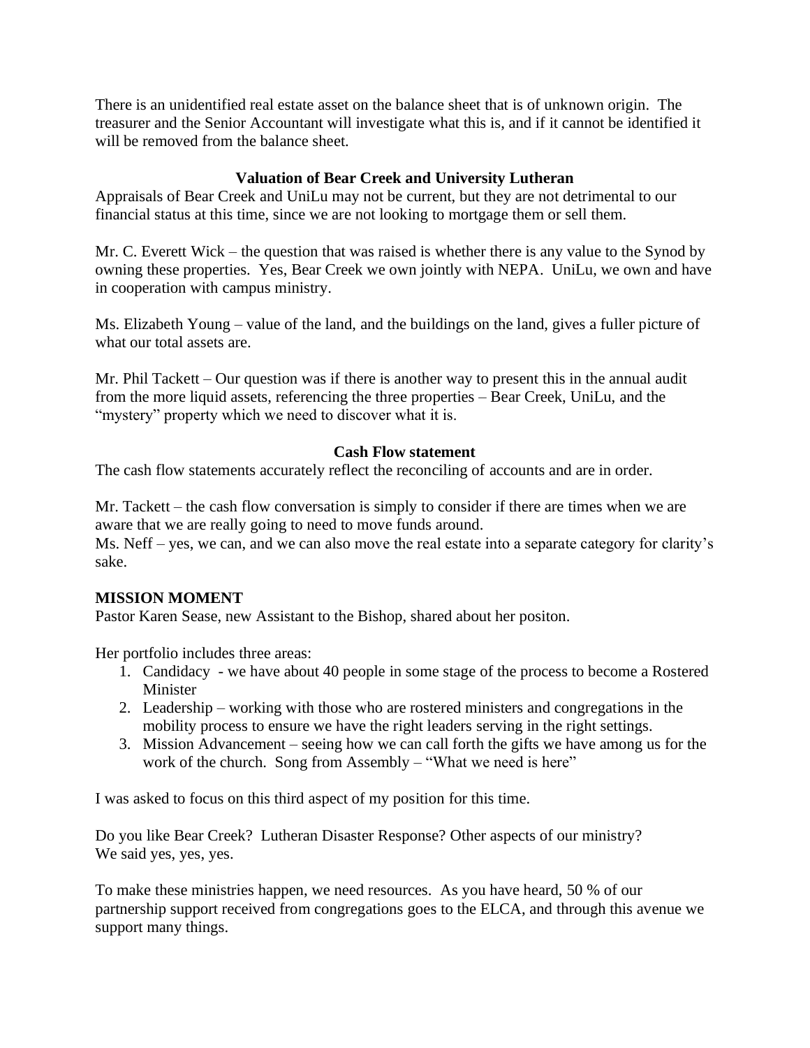There is an unidentified real estate asset on the balance sheet that is of unknown origin. The treasurer and the Senior Accountant will investigate what this is, and if it cannot be identified it will be removed from the balance sheet.

**Valuation of Bear Creek and University Lutheran**

Appraisals of Bear Creek and UniLu may not be current, but they are not detrimental to our financial status at this time, since we are not looking to mortgage them or sell them.

Mr. C. Everett Wick – the question that was raised is whether there is any value to the Synod by owning these properties. Yes, Bear Creek we own jointly with NEPA. UniLu, we own and have in cooperation with campus ministry.

Ms. Elizabeth Young – value of the land, and the buildings on the land, gives a fuller picture of what our total assets are.

Mr. Phil Tackett – Our question was if there is another way to present this in the annual audit from the more liquid assets, referencing the three properties – Bear Creek, UniLu, and the "mystery" property which we need to discover what it is.

**Cash Flow statement**

The cash flow statements accurately reflect the reconciling of accounts and are in order.

Mr. Tackett – the cash flow conversation is simply to consider if there are times when we are aware that we are really going to need to move funds around.
Ms. Neff – yes, we can, and we can also move the real estate into a separate category for clarity's sake.

**MISSION MOMENT**

Pastor Karen Sease, new Assistant to the Bishop, shared about her positon.

Her portfolio includes three areas:

1. Candidacy - we have about 40 people in some stage of the process to become a Rostered Minister
2. Leadership – working with those who are rostered ministers and congregations in the mobility process to ensure we have the right leaders serving in the right settings.
3. Mission Advancement – seeing how we can call forth the gifts we have among us for the work of the church. Song from Assembly – "What we need is here"

I was asked to focus on this third aspect of my position for this time.

Do you like Bear Creek? Lutheran Disaster Response? Other aspects of our ministry?
We said yes, yes, yes.

To make these ministries happen, we need resources. As you have heard, 50 % of our partnership support received from congregations goes to the ELCA, and through this avenue we support many things.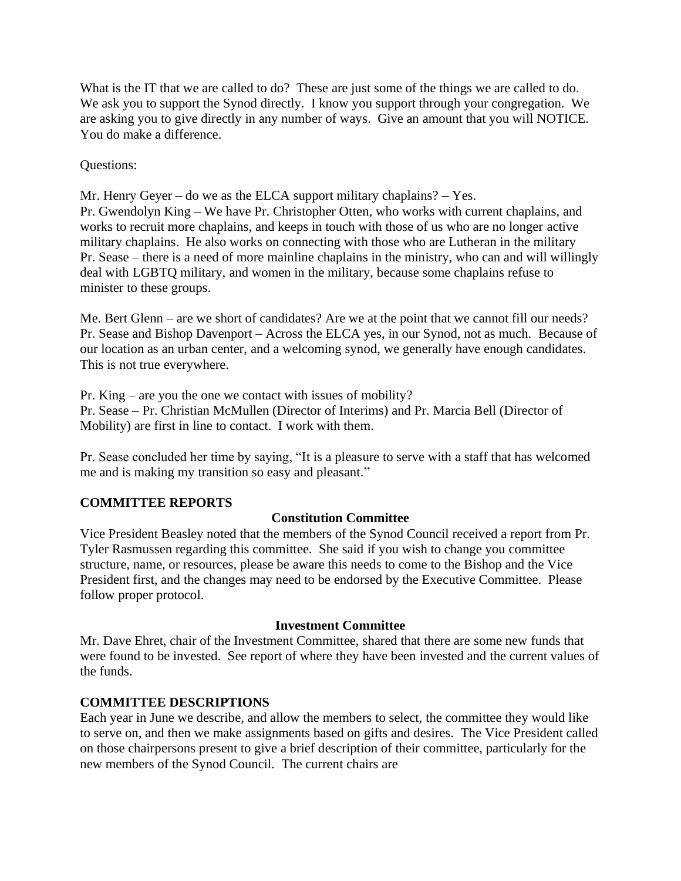What is the IT that we are called to do? These are just some of the things we are called to do. We ask you to support the Synod directly. I know you support through your congregation. We are asking you to give directly in any number of ways. Give an amount that you will NOTICE. You do make a difference.

Questions:

Mr. Henry Geyer – do we as the ELCA support military chaplains? – Yes.
Pr. Gwendolyn King – We have Pr. Christopher Otten, who works with current chaplains, and works to recruit more chaplains, and keeps in touch with those of us who are no longer active military chaplains. He also works on connecting with those who are Lutheran in the military
Pr. Sease – there is a need of more mainline chaplains in the ministry, who can and will willingly deal with LGBTQ military, and women in the military, because some chaplains refuse to minister to these groups.

Me. Bert Glenn – are we short of candidates? Are we at the point that we cannot fill our needs?
Pr. Sease and Bishop Davenport – Across the ELCA yes, in our Synod, not as much. Because of our location as an urban center, and a welcoming synod, we generally have enough candidates. This is not true everywhere.

Pr. King – are you the one we contact with issues of mobility?
Pr. Sease – Pr. Christian McMullen (Director of Interims) and Pr. Marcia Bell (Director of Mobility) are first in line to contact. I work with them.

Pr. Sease concluded her time by saying, "It is a pleasure to serve with a staff that has welcomed me and is making my transition so easy and pleasant."

## COMMITTEE REPORTS

### Constitution Committee

Vice President Beasley noted that the members of the Synod Council received a report from Pr. Tyler Rasmussen regarding this committee. She said if you wish to change you committee structure, name, or resources, please be aware this needs to come to the Bishop and the Vice President first, and the changes may need to be endorsed by the Executive Committee. Please follow proper protocol.

### Investment Committee

Mr. Dave Ehret, chair of the Investment Committee, shared that there are some new funds that were found to be invested. See report of where they have been invested and the current values of the funds.

## COMMITTEE DESCRIPTIONS

Each year in June we describe, and allow the members to select, the committee they would like to serve on, and then we make assignments based on gifts and desires. The Vice President called on those chairpersons present to give a brief description of their committee, particularly for the new members of the Synod Council. The current chairs are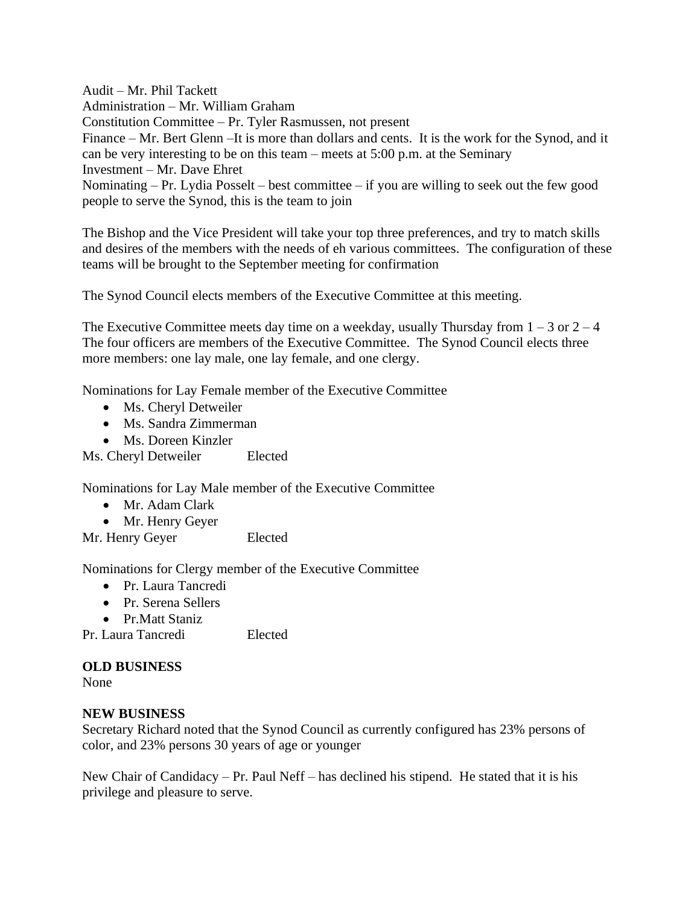Audit – Mr. Phil Tackett
Administration – Mr. William Graham
Constitution Committee – Pr. Tyler Rasmussen, not present
Finance – Mr. Bert Glenn –It is more than dollars and cents. It is the work for the Synod, and it can be very interesting to be on this team – meets at 5:00 p.m. at the Seminary
Investment – Mr. Dave Ehret
Nominating – Pr. Lydia Posselt – best committee – if you are willing to seek out the few good people to serve the Synod, this is the team to join

The Bishop and the Vice President will take your top three preferences, and try to match skills and desires of the members with the needs of eh various committees. The configuration of these teams will be brought to the September meeting for confirmation

The Synod Council elects members of the Executive Committee at this meeting.

The Executive Committee meets day time on a weekday, usually Thursday from 1 – 3 or 2 – 4
The four officers are members of the Executive Committee. The Synod Council elects three more members: one lay male, one lay female, and one clergy.

Nominations for Lay Female member of the Executive Committee

- Ms. Cheryl Detweiler
- Ms. Sandra Zimmerman
- Ms. Doreen Kinzler

Ms. Cheryl Detweiler Elected

Nominations for Lay Male member of the Executive Committee

- Mr. Adam Clark
- Mr. Henry Geyer

Mr. Henry Geyer Elected

Nominations for Clergy member of the Executive Committee

- Pr. Laura Tancredi
- Pr. Serena Sellers
- Pr.Matt Staniz

Pr. Laura Tancredi Elected

**OLD BUSINESS**
None

**NEW BUSINESS**
Secretary Richard noted that the Synod Council as currently configured has 23% persons of color, and 23% persons 30 years of age or younger

New Chair of Candidacy – Pr. Paul Neff – has declined his stipend. He stated that it is his privilege and pleasure to serve.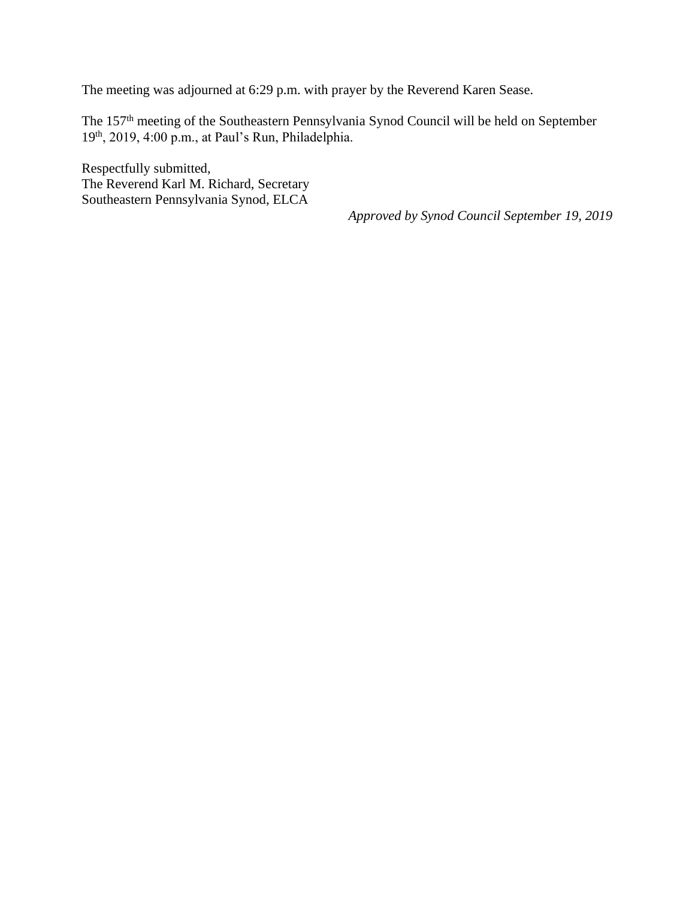The meeting was adjourned at 6:29 p.m. with prayer by the Reverend Karen Sease.

The 157th meeting of the Southeastern Pennsylvania Synod Council will be held on September 19th, 2019, 4:00 p.m., at Paul's Run, Philadelphia.

Respectfully submitted,
The Reverend Karl M. Richard, Secretary
Southeastern Pennsylvania Synod, ELCA

*Approved by Synod Council September 19, 2019*